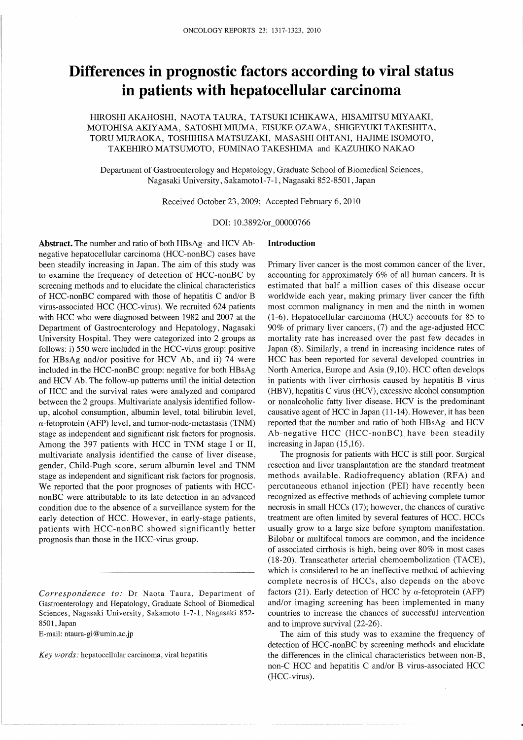# Differences in prognostic factors according to viral status in patients with hepatocellular carcinoma

HIROSHI AKAHOSHI, NAOTA TAURA, TATSUKI ICHIKAWA, HISAMITSU MIYAAKI, MOTOHISA AKIYAMA, SATOSHI MIUMA, EISUKE OZAWA, SHIGEYUKI TAKESHITA, TORU MURAOKA, TOSHIHISA MATSUZAKI, MASASHI OHTANI, HAJIME ISOMOTO, TAKEHIRO MATSUMOTO, FUMINAO TAKESHIMA and KAZUHIKO NAKAO

Department of Gastroenterology and Hepatology, Graduate School of Biomedical Sciences, Nagasaki University, Sakamoto1-7-1, Nagasaki 852-8501, Japan

Received October 23, 2009; Accepted February 6, 2010

DOI: 10.3892/or_00000766

**Abstract.** The number and ratio of both HBsAg- and HCV Ab-negative hepatocellular carcinoma (HCC-nonBC) cases have been steadily increasing in Japan. The aim of this study was to examine the frequency of detection of HCC-nonBC by screening methods and to elucidate the clinical characteristics of HCC-nonBC compared with those of hepatitis C and/or B virus-associated HCC (HCC-virus). We recruited 624 patients with HCC who were diagnosed between 1982 and 2007 at the Department of Gastroenterology and Hepatology, Nagasaki University Hospital. They were categorized into 2 groups as follows: i) 550 were included in the HCC-virus group: positive for HBsAg and/or positive for HCV Ab, and ii) 74 were included in the HCC-nonBC group: negative for both HBsAg and HCV Ab. The follow-up patterns until the initial detection of HCC and the survival rates were analyzed and compared between the 2 groups. Multivariate analysis identified follow-up, alcohol consumption, albumin level, total bilirubin level, α-fetoprotein (AFP) level, and tumor-node-metastasis (TNM) stage as independent and significant risk factors for prognosis. Among the 397 patients with HCC in TNM stage I or II, multivariate analysis identified the cause of liver disease, gender, Child-Pugh score, serum albumin level and TNM stage as independent and significant risk factors for prognosis. We reported that the poor prognoses of patients with HCC-nonBC were attributable to its late detection in an advanced condition due to the absence of a surveillance system for the early detection of HCC. However, in early-stage patients, patients with HCC-nonBC showed significantly better prognosis than those in the HCC-virus group.

*Correspondence to:* Dr Naota Taura, Department of Gastroenterology and Hepatology, Graduate School of Biomedical Sciences, Nagasaki University, Sakamoto 1-7-1, Nagasaki 852-8501, Japan
E-mail: ntaura-gi@umin.ac.jp

*Key words:* hepatocellular carcinoma, viral hepatitis

## Introduction

Primary liver cancer is the most common cancer of the liver, accounting for approximately 6% of all human cancers. It is estimated that half a million cases of this disease occur worldwide each year, making primary liver cancer the fifth most common malignancy in men and the ninth in women (1-6). Hepatocellular carcinoma (HCC) accounts for 85 to 90% of primary liver cancers, (7) and the age-adjusted HCC mortality rate has increased over the past few decades in Japan (8). Similarly, a trend in increasing incidence rates of HCC has been reported for several developed countries in North America, Europe and Asia (9,10). HCC often develops in patients with liver cirrhosis caused by hepatitis B virus (HBV), hepatitis C virus (HCV), excessive alcohol consumption or nonalcoholic fatty liver disease. HCV is the predominant causative agent of HCC in Japan (11-14). However, it has been reported that the number and ratio of both HBsAg- and HCV Ab-negative HCC (HCC-nonBC) have been steadily increasing in Japan (15,16).

The prognosis for patients with HCC is still poor. Surgical resection and liver transplantation are the standard treatment methods available. Radiofrequency ablation (RFA) and percutaneous ethanol injection (PEI) have recently been recognized as effective methods of achieving complete tumor necrosis in small HCCs (17); however, the chances of curative treatment are often limited by several features of HCC. HCCs usually grow to a large size before symptom manifestation. Bilobar or multifocal tumors are common, and the incidence of associated cirrhosis is high, being over 80% in most cases (18-20). Transcatheter arterial chemoembolization (TACE), which is considered to be an ineffective method of achieving complete necrosis of HCCs, also depends on the above factors (21). Early detection of HCC by α-fetoprotein (AFP) and/or imaging screening has been implemented in many countries to increase the chances of successful intervention and to improve survival (22-26).

The aim of this study was to examine the frequency of detection of HCC-nonBC by screening methods and elucidate the differences in the clinical characteristics between non-B, non-C HCC and hepatitis C and/or B virus-associated HCC (HCC-virus).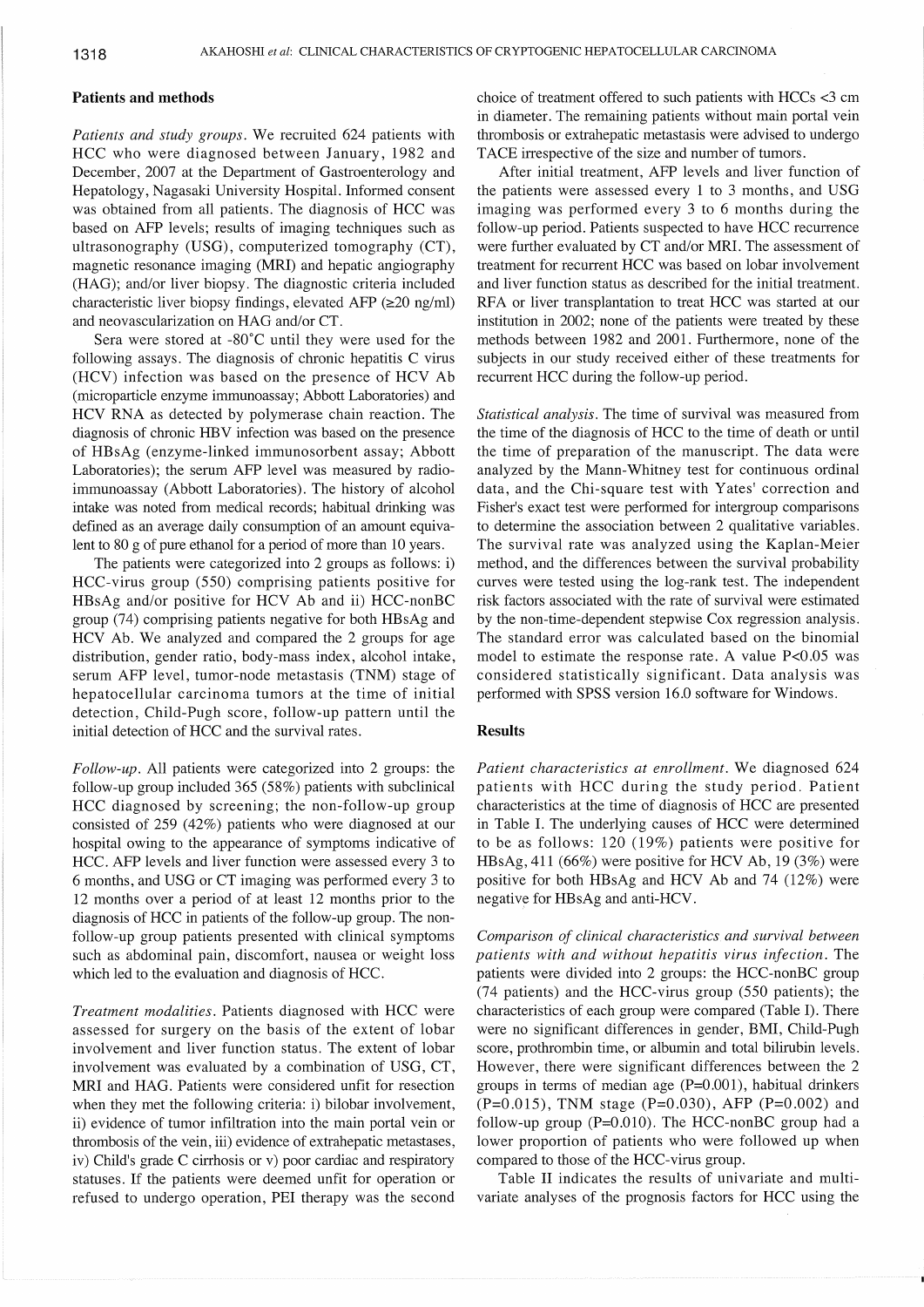## Patients and methods

*Patients and study groups.* We recruited 624 patients with HCC who were diagnosed between January, 1982 and December, 2007 at the Department of Gastroenterology and Hepatology, Nagasaki University Hospital. Informed consent was obtained from all patients. The diagnosis of HCC was based on AFP levels; results of imaging techniques such as ultrasonography (USG), computerized tomography (CT), magnetic resonance imaging (MRI) and hepatic angiography (HAG); and/or liver biopsy. The diagnostic criteria included characteristic liver biopsy findings, elevated AFP (≥20 ng/ml) and neovascularization on HAG and/or CT.

Sera were stored at -80˚C until they were used for the following assays. The diagnosis of chronic hepatitis C virus (HCV) infection was based on the presence of HCV Ab (microparticle enzyme immunoassay; Abbott Laboratories) and HCV RNA as detected by polymerase chain reaction. The diagnosis of chronic HBV infection was based on the presence of HBsAg (enzyme-linked immunosorbent assay; Abbott Laboratories); the serum AFP level was measured by radioimmunoassay (Abbott Laboratories). The history of alcohol intake was noted from medical records; habitual drinking was defined as an average daily consumption of an amount equivalent to 80 g of pure ethanol for a period of more than 10 years.

The patients were categorized into 2 groups as follows: i) HCC-virus group (550) comprising patients positive for HBsAg and/or positive for HCV Ab and ii) HCC-nonBC group (74) comprising patients negative for both HBsAg and HCV Ab. We analyzed and compared the 2 groups for age distribution, gender ratio, body-mass index, alcohol intake, serum AFP level, tumor-node metastasis (TNM) stage of hepatocellular carcinoma tumors at the time of initial detection, Child-Pugh score, follow-up pattern until the initial detection of HCC and the survival rates.

*Follow-up.* All patients were categorized into 2 groups: the follow-up group included 365 (58%) patients with subclinical HCC diagnosed by screening; the non-follow-up group consisted of 259 (42%) patients who were diagnosed at our hospital owing to the appearance of symptoms indicative of HCC. AFP levels and liver function were assessed every 3 to 6 months, and USG or CT imaging was performed every 3 to 12 months over a period of at least 12 months prior to the diagnosis of HCC in patients of the follow-up group. The non-follow-up group patients presented with clinical symptoms such as abdominal pain, discomfort, nausea or weight loss which led to the evaluation and diagnosis of HCC.

*Treatment modalities.* Patients diagnosed with HCC were assessed for surgery on the basis of the extent of lobar involvement and liver function status. The extent of lobar involvement was evaluated by a combination of USG, CT, MRI and HAG. Patients were considered unfit for resection when they met the following criteria: i) bilobar involvement, ii) evidence of tumor infiltration into the main portal vein or thrombosis of the vein, iii) evidence of extrahepatic metastases, iv) Child's grade C cirrhosis or v) poor cardiac and respiratory statuses. If the patients were deemed unfit for operation or refused to undergo operation, PEI therapy was the second choice of treatment offered to such patients with HCCs <3 cm in diameter. The remaining patients without main portal vein thrombosis or extrahepatic metastasis were advised to undergo TACE irrespective of the size and number of tumors.

After initial treatment, AFP levels and liver function of the patients were assessed every 1 to 3 months, and USG imaging was performed every 3 to 6 months during the follow-up period. Patients suspected to have HCC recurrence were further evaluated by CT and/or MRI. The assessment of treatment for recurrent HCC was based on lobar involvement and liver function status as described for the initial treatment. RFA or liver transplantation to treat HCC was started at our institution in 2002; none of the patients were treated by these methods between 1982 and 2001. Furthermore, none of the subjects in our study received either of these treatments for recurrent HCC during the follow-up period.

*Statistical analysis.* The time of survival was measured from the time of the diagnosis of HCC to the time of death or until the time of preparation of the manuscript. The data were analyzed by the Mann-Whitney test for continuous ordinal data, and the Chi-square test with Yates' correction and Fisher's exact test were performed for intergroup comparisons to determine the association between 2 qualitative variables. The survival rate was analyzed using the Kaplan-Meier method, and the differences between the survival probability curves were tested using the log-rank test. The independent risk factors associated with the rate of survival were estimated by the non-time-dependent stepwise Cox regression analysis. The standard error was calculated based on the binomial model to estimate the response rate. A value $P<0.05$ was considered statistically significant. Data analysis was performed with SPSS version 16.0 software for Windows.

## Results

*Patient characteristics at enrollment.* We diagnosed 624 patients with HCC during the study period. Patient characteristics at the time of diagnosis of HCC are presented in Table I. The underlying causes of HCC were determined to be as follows: 120 (19%) patients were positive for HBsAg, 411 (66%) were positive for HCV Ab, 19 (3%) were positive for both HBsAg and HCV Ab and 74 (12%) were negative for HBsAg and anti-HCV.

*Comparison of clinical characteristics and survival between patients with and without hepatitis virus infection.* The patients were divided into 2 groups: the HCC-nonBC group (74 patients) and the HCC-virus group (550 patients); the characteristics of each group were compared (Table I). There were no significant differences in gender, BMI, Child-Pugh score, prothrombin time, or albumin and total bilirubin levels. However, there were significant differences between the 2 groups in terms of median age ($P=0.001$), habitual drinkers ($P=0.015$), TNM stage ($P=0.030$), AFP ($P=0.002$) and follow-up group ($P=0.010$). The HCC-nonBC group had a lower proportion of patients who were followed up when compared to those of the HCC-virus group.

Table II indicates the results of univariate and multivariate analyses of the prognosis factors for HCC using the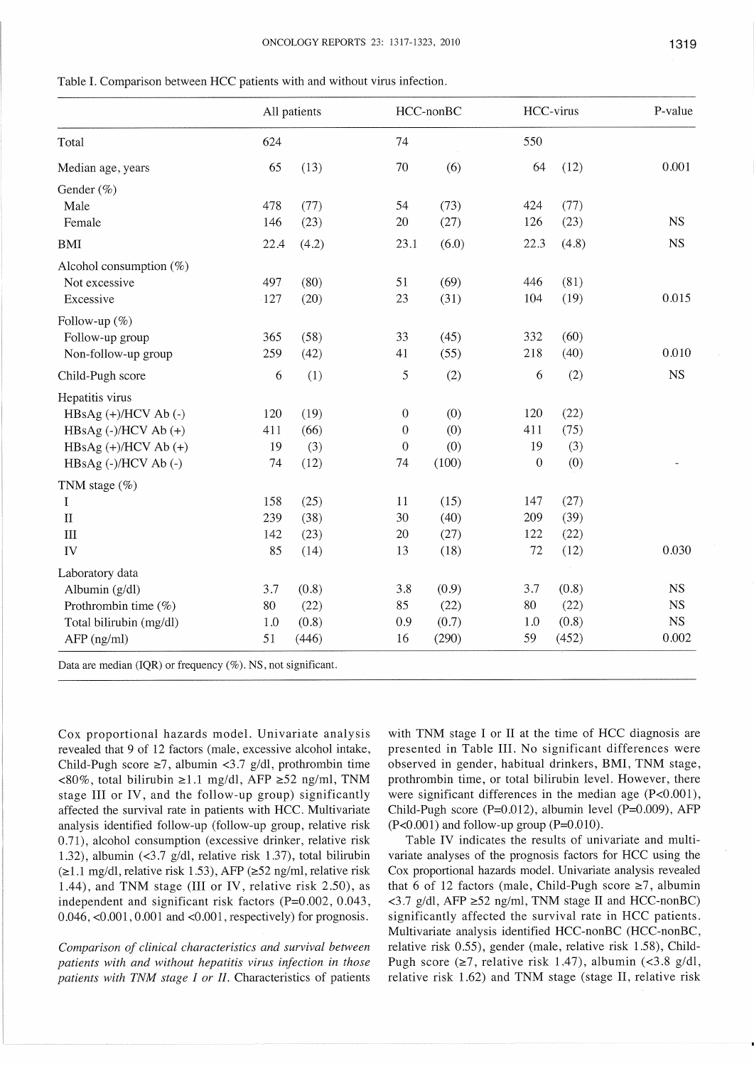Table I. Comparison between HCC patients with and without virus infection.

| | All patients | | HCC-nonBC | | HCC-virus | | P-value |
|---|---|---|---|---|---|---|---|
| Total | 624 | | 74 | | 550 | | |
| Median age, years | 65 | (13) | 70 | (6) | 64 | (12) | 0.001 |
| Gender (%) | | | | | | | |
| Male | 478 | (77) | 54 | (73) | 424 | (77) | |
| Female | 146 | (23) | 20 | (27) | 126 | (23) | NS |
| BMI | 22.4 | (4.2) | 23.1 | (6.0) | 22.3 | (4.8) | NS |
| Alcohol consumption (%) | | | | | | | |
| Not excessive | 497 | (80) | 51 | (69) | 446 | (81) | |
| Excessive | 127 | (20) | 23 | (31) | 104 | (19) | 0.015 |
| Follow-up (%) | | | | | | | |
| Follow-up group | 365 | (58) | 33 | (45) | 332 | (60) | |
| Non-follow-up group | 259 | (42) | 41 | (55) | 218 | (40) | 0.010 |
| Child-Pugh score | 6 | (1) | 5 | (2) | 6 | (2) | NS |
| Hepatitis virus | | | | | | | |
| HBsAg (+)/HCV Ab (-) | 120 | (19) | 0 | (0) | 120 | (22) | |
| HBsAg (-)/HCV Ab (+) | 411 | (66) | 0 | (0) | 411 | (75) | |
| HBsAg (+)/HCV Ab (+) | 19 | (3) | 0 | (0) | 19 | (3) | |
| HBsAg (-)/HCV Ab (-) | 74 | (12) | 74 | (100) | 0 | (0) | - |
| TNM stage (%) | | | | | | | |
| I | 158 | (25) | 11 | (15) | 147 | (27) | |
| II | 239 | (38) | 30 | (40) | 209 | (39) | |
| III | 142 | (23) | 20 | (27) | 122 | (22) | |
| IV | 85 | (14) | 13 | (18) | 72 | (12) | 0.030 |
| Laboratory data | | | | | | | |
| Albumin (g/dl) | 3.7 | (0.8) | 3.8 | (0.9) | 3.7 | (0.8) | NS |
| Prothrombin time (%) | 80 | (22) | 85 | (22) | 80 | (22) | NS |
| Total bilirubin (mg/dl) | 1.0 | (0.8) | 0.9 | (0.7) | 1.0 | (0.8) | NS |
| AFP (ng/ml) | 51 | (446) | 16 | (290) | 59 | (452) | 0.002 |

Data are median (IQR) or frequency (%). NS, not significant.

Cox proportional hazards model. Univariate analysis revealed that 9 of 12 factors (male, excessive alcohol intake, Child-Pugh score ≥7, albumin <3.7 g/dl, prothrombin time <80%, total bilirubin ≥1.1 mg/dl, AFP ≥52 ng/ml, TNM stage III or IV, and the follow-up group) significantly affected the survival rate in patients with HCC. Multivariate analysis identified follow-up (follow-up group, relative risk 0.71), alcohol consumption (excessive drinker, relative risk 1.32), albumin (<3.7 g/dl, relative risk 1.37), total bilirubin (≥1.1 mg/dl, relative risk 1.53), AFP (≥52 ng/ml, relative risk 1.44), and TNM stage (III or IV, relative risk 2.50), as independent and significant risk factors (P=0.002, 0.043, 0.046, <0.001, 0.001 and <0.001, respectively) for prognosis.

*Comparison of clinical characteristics and survival between patients with and without hepatitis virus infection in those patients with TNM stage I or II.* Characteristics of patients with TNM stage I or II at the time of HCC diagnosis are presented in Table III. No significant differences were observed in gender, habitual drinkers, BMI, TNM stage, prothrombin time, or total bilirubin level. However, there were significant differences in the median age (P<0.001), Child-Pugh score (P=0.012), albumin level (P=0.009), AFP (P<0.001) and follow-up group (P=0.010).

Table IV indicates the results of univariate and multivariate analyses of the prognosis factors for HCC using the Cox proportional hazards model. Univariate analysis revealed that 6 of 12 factors (male, Child-Pugh score ≥7, albumin <3.7 g/dl, AFP ≥52 ng/ml, TNM stage II and HCC-nonBC) significantly affected the survival rate in HCC patients. Multivariate analysis identified HCC-nonBC (HCC-nonBC, relative risk 0.55), gender (male, relative risk 1.58), Child-Pugh score (≥7, relative risk 1.47), albumin (<3.8 g/dl, relative risk 1.62) and TNM stage (stage II, relative risk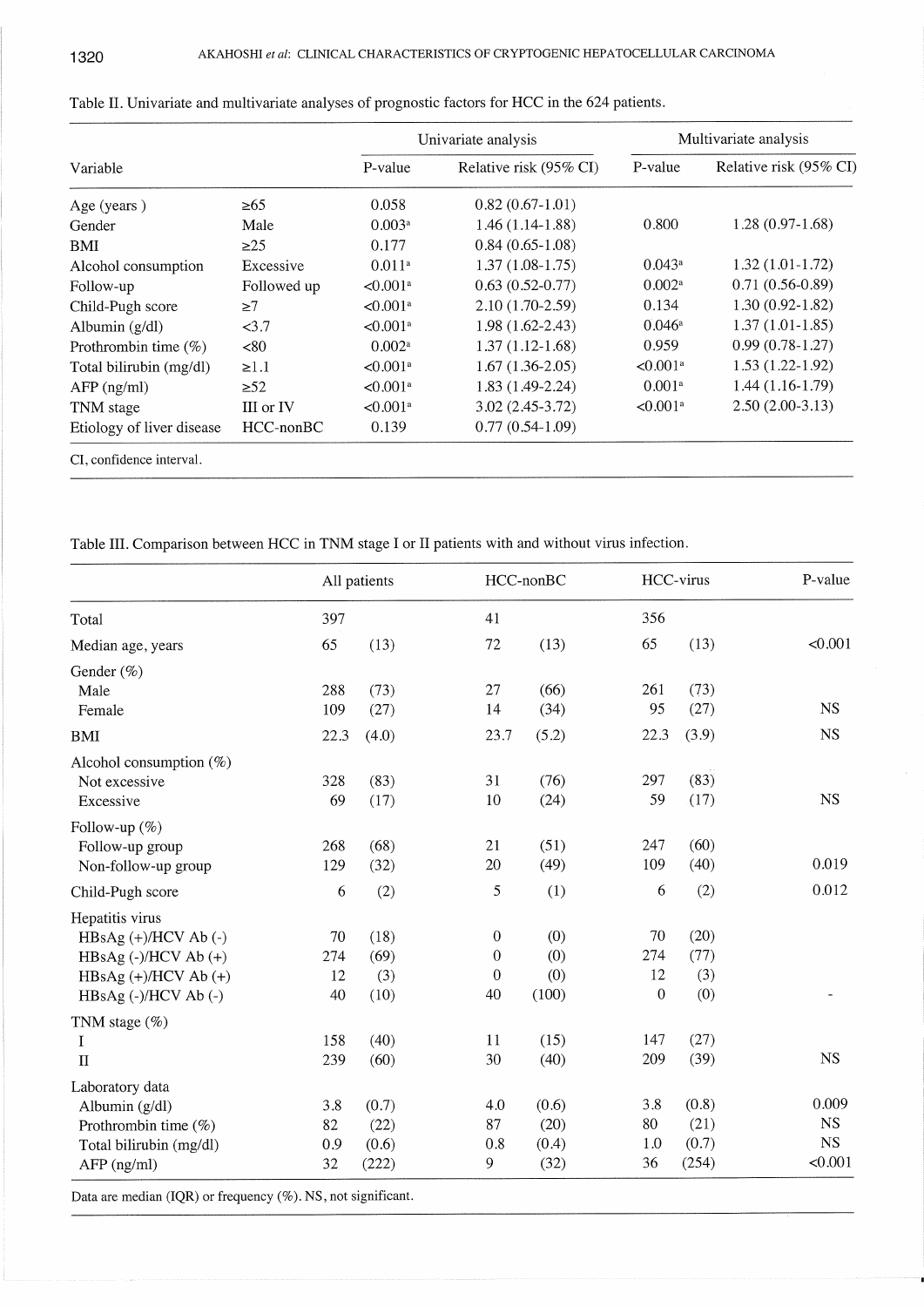Table II. Univariate and multivariate analyses of prognostic factors for HCC in the 624 patients.

| Variable | | Univariate analysis | | Multivariate analysis | |
|---|---|---|---|---|---|
| | | P-value | Relative risk (95% CI) | P-value | Relative risk (95% CI) |
| Age (years ) | ≥65 | 0.058 | 0.82 (0.67-1.01) | | |
| Gender | Male | 0.003[a] | 1.46 (1.14-1.88) | 0.800 | 1.28 (0.97-1.68) |
| BMI | ≥25 | 0.177 | 0.84 (0.65-1.08) | | |
| Alcohol consumption | Excessive | 0.011[a] | 1.37 (1.08-1.75) | 0.043[a] | 1.32 (1.01-1.72) |
| Follow-up | Followed up | <0.001[a] | 0.63 (0.52-0.77) | 0.002[a] | 0.71 (0.56-0.89) |
| Child-Pugh score | ≥7 | <0.001[a] | 2.10 (1.70-2.59) | 0.134 | 1.30 (0.92-1.82) |
| Albumin (g/dl) | <3.7 | <0.001[a] | 1.98 (1.62-2.43) | 0.046[a] | 1.37 (1.01-1.85) |
| Prothrombin time (%) | <80 | 0.002[a] | 1.37 (1.12-1.68) | 0.959 | 0.99 (0.78-1.27) |
| Total bilirubin (mg/dl) | ≥1.1 | <0.001[a] | 1.67 (1.36-2.05) | <0.001[a] | 1.53 (1.22-1.92) |
| AFP (ng/ml) | ≥52 | <0.001[a] | 1.83 (1.49-2.24) | 0.001[a] | 1.44 (1.16-1.79) |
| TNM stage | III or IV | <0.001[a] | 3.02 (2.45-3.72) | <0.001[a] | 2.50 (2.00-3.13) |
| Etiology of liver disease | HCC-nonBC | 0.139 | 0.77 (0.54-1.09) | | |

CI, confidence interval.

Table III. Comparison between HCC in TNM stage I or II patients with and without virus infection.

| | All patients | | HCC-nonBC | | HCC-virus | | P-value |
|---|---|---|---|---|---|---|---|
| Total | 397 | | 41 | | 356 | | |
| Median age, years | 65 | (13) | 72 | (13) | 65 | (13) | <0.001 |
| Gender (%) | | | | | | | |
| Male | 288 | (73) | 27 | (66) | 261 | (73) | |
| Female | 109 | (27) | 14 | (34) | 95 | (27) | NS |
| BMI | 22.3 | (4.0) | 23.7 | (5.2) | 22.3 | (3.9) | NS |
| Alcohol consumption (%) | | | | | | | |
| Not excessive | 328 | (83) | 31 | (76) | 297 | (83) | |
| Excessive | 69 | (17) | 10 | (24) | 59 | (17) | NS |
| Follow-up (%) | | | | | | | |
| Follow-up group | 268 | (68) | 21 | (51) | 247 | (60) | |
| Non-follow-up group | 129 | (32) | 20 | (49) | 109 | (40) | 0.019 |
| Child-Pugh score | 6 | (2) | 5 | (1) | 6 | (2) | 0.012 |
| Hepatitis virus | | | | | | | |
| HBsAg (+)/HCV Ab (-) | 70 | (18) | 0 | (0) | 70 | (20) | |
| HBsAg (-)/HCV Ab (+) | 274 | (69) | 0 | (0) | 274 | (77) | |
| HBsAg (+)/HCV Ab (+) | 12 | (3) | 0 | (0) | 12 | (3) | |
| HBsAg (-)/HCV Ab (-) | 40 | (10) | 40 | (100) | 0 | (0) | - |
| TNM stage (%) | | | | | | | |
| I | 158 | (40) | 11 | (15) | 147 | (27) | |
| II | 239 | (60) | 30 | (40) | 209 | (39) | NS |
| Laboratory data | | | | | | | |
| Albumin (g/dl) | 3.8 | (0.7) | 4.0 | (0.6) | 3.8 | (0.8) | 0.009 |
| Prothrombin time (%) | 82 | (22) | 87 | (20) | 80 | (21) | NS |
| Total bilirubin (mg/dl) | 0.9 | (0.6) | 0.8 | (0.4) | 1.0 | (0.7) | NS |
| AFP (ng/ml) | 32 | (222) | 9 | (32) | 36 | (254) | <0.001 |

Data are median (IQR) or frequency (%). NS, not significant.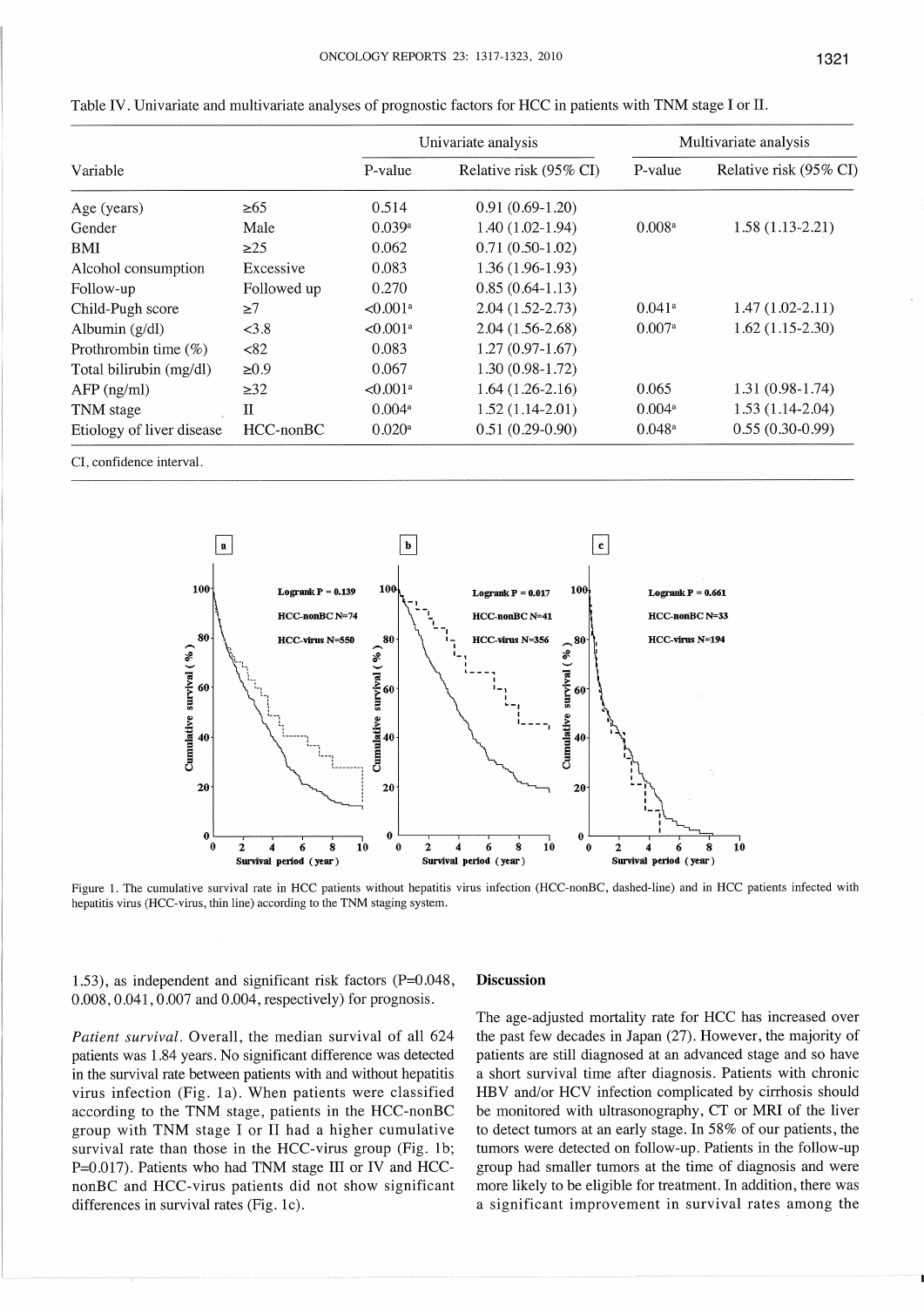Table IV. Univariate and multivariate analyses of prognostic factors for HCC in patients with TNM stage I or II.

| Variable | | Univariate analysis | | Multivariate analysis | |
|---|---|---|---|---|---|
| | | P-value | Relative risk (95% CI) | P-value | Relative risk (95% CI) |
| Age (years) | ≥65 | 0.514 | 0.91 (0.69-1.20) | | |
| Gender | Male | 0.039[a] | 1.40 (1.02-1.94) | 0.008[a] | 1.58 (1.13-2.21) |
| BMI | ≥25 | 0.062 | 0.71 (0.50-1.02) | | |
| Alcohol consumption | Excessive | 0.083 | 1.36 (1.96-1.93) | | |
| Follow-up | Followed up | 0.270 | 0.85 (0.64-1.13) | | |
| Child-Pugh score | ≥7 | <0.001[a] | 2.04 (1.52-2.73) | 0.041[a] | 1.47 (1.02-2.11) |
| Albumin (g/dl) | <3.8 | <0.001[a] | 2.04 (1.56-2.68) | 0.007[a] | 1.62 (1.15-2.30) |
| Prothrombin time (%) | <82 | 0.083 | 1.27 (0.97-1.67) | | |
| Total bilirubin (mg/dl) | ≥0.9 | 0.067 | 1.30 (0.98-1.72) | | |
| AFP (ng/ml) | ≥32 | <0.001[a] | 1.64 (1.26-2.16) | 0.065 | 1.31 (0.98-1.74) |
| TNM stage | II | 0.004[a] | 1.52 (1.14-2.01) | 0.004[a] | 1.53 (1.14-2.04) |
| Etiology of liver disease | HCC-nonBC | 0.020[a] | 0.51 (0.29-0.90) | 0.048[a] | 0.55 (0.30-0.99) |

CI, confidence interval.

Figure 1. The cumulative survival rate in HCC patients without hepatitis virus infection (HCC-nonBC, dashed-line) and in HCC patients infected with hepatitis virus (HCC-virus, thin line) according to the TNM staging system.

1.53), as independent and significant risk factors (P=0.048, 0.008, 0.041, 0.007 and 0.004, respectively) for prognosis.

*Patient survival.* Overall, the median survival of all 624 patients was 1.84 years. No significant difference was detected in the survival rate between patients with and without hepatitis virus infection (Fig. 1a). When patients were classified according to the TNM stage, patients in the HCC-nonBC group with TNM stage I or II had a higher cumulative survival rate than those in the HCC-virus group (Fig. 1b; P=0.017). Patients who had TNM stage III or IV and HCC-nonBC and HCC-virus patients did not show significant differences in survival rates (Fig. 1c).

## Discussion

The age-adjusted mortality rate for HCC has increased over the past few decades in Japan (27). However, the majority of patients are still diagnosed at an advanced stage and so have a short survival time after diagnosis. Patients with chronic HBV and/or HCV infection complicated by cirrhosis should be monitored with ultrasonography, CT or MRI of the liver to detect tumors at an early stage. In 58% of our patients, the tumors were detected on follow-up. Patients in the follow-up group had smaller tumors at the time of diagnosis and were more likely to be eligible for treatment. In addition, there was a significant improvement in survival rates among the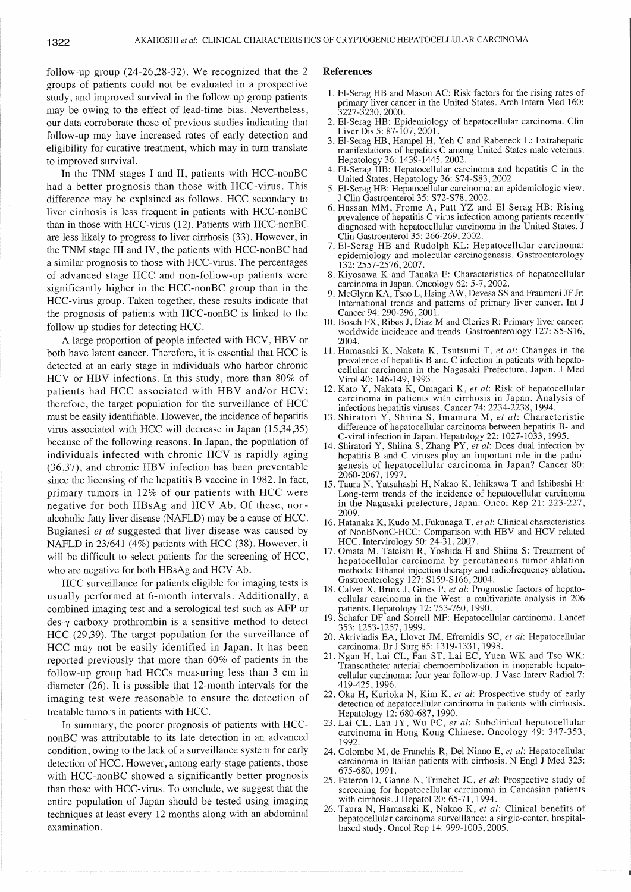follow-up group (24-26,28-32). We recognized that the 2 groups of patients could not be evaluated in a prospective study, and improved survival in the follow-up group patients may be owing to the effect of lead-time bias. Nevertheless, our data corroborate those of previous studies indicating that follow-up may have increased rates of early detection and eligibility for curative treatment, which may in turn translate to improved survival.

In the TNM stages I and II, patients with HCC-nonBC had a better prognosis than those with HCC-virus. This difference may be explained as follows. HCC secondary to liver cirrhosis is less frequent in patients with HCC-nonBC than in those with HCC-virus (12). Patients with HCC-nonBC are less likely to progress to liver cirrhosis (33). However, in the TNM stage III and IV, the patients with HCC-nonBC had a similar prognosis to those with HCC-virus. The percentages of advanced stage HCC and non-follow-up patients were significantly higher in the HCC-nonBC group than in the HCC-virus group. Taken together, these results indicate that the prognosis of patients with HCC-nonBC is linked to the follow-up studies for detecting HCC.

A large proportion of people infected with HCV, HBV or both have latent cancer. Therefore, it is essential that HCC is detected at an early stage in individuals who harbor chronic HCV or HBV infections. In this study, more than 80% of patients had HCC associated with HBV and/or HCV; therefore, the target population for the surveillance of HCC must be easily identifiable. However, the incidence of hepatitis virus associated with HCC will decrease in Japan (15,34,35) because of the following reasons. In Japan, the population of individuals infected with chronic HCV is rapidly aging (36,37), and chronic HBV infection has been preventable since the licensing of the hepatitis B vaccine in 1982. In fact, primary tumors in 12% of our patients with HCC were negative for both HBsAg and HCV Ab. Of these, non-alcoholic fatty liver disease (NAFLD) may be a cause of HCC. Bugianesi *et al* suggested that liver disease was caused by NAFLD in 23/641 (4%) patients with HCC (38). However, it will be difficult to select patients for the screening of HCC, who are negative for both HBsAg and HCV Ab.

HCC surveillance for patients eligible for imaging tests is usually performed at 6-month intervals. Additionally, a combined imaging test and a serological test such as AFP or des-$\gamma$ carboxy prothrombin is a sensitive method to detect HCC (29,39). The target population for the surveillance of HCC may not be easily identified in Japan. It has been reported previously that more than 60% of patients in the follow-up group had HCCs measuring less than 3 cm in diameter (26). It is possible that 12-month intervals for the imaging test were reasonable to ensure the detection of treatable tumors in patients with HCC.

In summary, the poorer prognosis of patients with HCC-nonBC was attributable to its late detection in an advanced condition, owing to the lack of a surveillance system for early detection of HCC. However, among early-stage patients, those with HCC-nonBC showed a significantly better prognosis than those with HCC-virus. To conclude, we suggest that the entire population of Japan should be tested using imaging techniques at least every 12 months along with an abdominal examination.

## References

1. El-Serag HB and Mason AC: Risk factors for the rising rates of primary liver cancer in the United States. Arch Intern Med 160: 3227-3230, 2000.
2. El-Serag HB: Epidemiology of hepatocellular carcinoma. Clin Liver Dis 5: 87-107, 2001.
3. El-Serag HB, Hampel H, Yeh C and Rabeneck L: Extrahepatic manifestations of hepatitis C among United States male veterans. Hepatology 36: 1439-1445, 2002.
4. El-Serag HB: Hepatocellular carcinoma and hepatitis C in the United States. Hepatology 36: S74-S83, 2002.
5. El-Serag HB: Hepatocellular carcinoma: an epidemiologic view. J Clin Gastroenterol 35: S72-S78, 2002.
6. Hassan MM, Frome A, Patt YZ and El-Serag HB: Rising prevalence of hepatitis C virus infection among patients recently diagnosed with hepatocellular carcinoma in the United States. J Clin Gastroenterol 35: 266-269, 2002.
7. El-Serag HB and Rudolph KL: Hepatocellular carcinoma: epidemiology and molecular carcinogenesis. Gastroenterology 132: 2557-2576, 2007.
8. Kiyosawa K and Tanaka E: Characteristics of hepatocellular carcinoma in Japan. Oncology 62: 5-7, 2002.
9. McGlynn KA, Tsao L, Hsing AW, Devesa SS and Fraumeni JF Jr: International trends and patterns of primary liver cancer. Int J Cancer 94: 290-296, 2001.
10. Bosch FX, Ribes J, Diaz M and Cleries R: Primary liver cancer: worldwide incidence and trends. Gastroenterology 127: S5-S16, 2004.
11. Hamasaki K, Nakata K, Tsutsumi T, *et al*: Changes in the prevalence of hepatitis B and C infection in patients with hepatocellular carcinoma in the Nagasaki Prefecture, Japan. J Med Virol 40: 146-149, 1993.
12. Kato Y, Nakata K, Omagari K, *et al*: Risk of hepatocellular carcinoma in patients with cirrhosis in Japan. Analysis of infectious hepatitis viruses. Cancer 74: 2234-2238, 1994.
13. Shiratori Y, Shiina S, Imamura M, *et al*: Characteristic difference of hepatocellular carcinoma between hepatitis B- and C-viral infection in Japan. Hepatology 22: 1027-1033, 1995.
14. Shiratori Y, Shiina S, Zhang PY, *et al*: Does dual infection by hepatitis B and C viruses play an important role in the pathogenesis of hepatocellular carcinoma in Japan? Cancer 80: 2060-2067, 1997.
15. Taura N, Yatsuhashi H, Nakao K, Ichikawa T and Ishibashi H: Long-term trends of the incidence of hepatocellular carcinoma in the Nagasaki prefecture, Japan. Oncol Rep 21: 223-227, 2009.
16. Hatanaka K, Kudo M, Fukunaga T, *et al*: Clinical characteristics of NonBNonC-HCC: Comparison with HBV and HCV related HCC. Intervirology 50: 24-31, 2007.
17. Omata M, Tateishi R, Yoshida H and Shiina S: Treatment of hepatocellular carcinoma by percutaneous tumor ablation methods: Ethanol injection therapy and radiofrequency ablation. Gastroenterology 127: S159-S166, 2004.
18. Calvet X, Bruix J, Gines P, *et al*: Prognostic factors of hepatocellular carcinoma in the West: a multivariate analysis in 206 patients. Hepatology 12: 753-760, 1990.
19. Schafer DF and Sorrell MF: Hepatocellular carcinoma. Lancet 353: 1253-1257, 1999.
20. Akriviadis EA, Llovet JM, Efremidis SC, *et al*: Hepatocellular carcinoma. Br J Surg 85: 1319-1331, 1998.
21. Ngan H, Lai CL, Fan ST, Lai EC, Yuen WK and Tso WK: Transcatheter arterial chemoembolization in inoperable hepatocellular carcinoma: four-year follow-up. J Vasc Interv Radiol 7: 419-425, 1996.
22. Oka H, Kurioka N, Kim K, *et al*: Prospective study of early detection of hepatocellular carcinoma in patients with cirrhosis. Hepatology 12: 680-687, 1990.
23. Lai CL, Lau JY, Wu PC, *et al*: Subclinical hepatocellular carcinoma in Hong Kong Chinese. Oncology 49: 347-353, 1992.
24. Colombo M, de Franchis R, Del Ninno E, *et al*: Hepatocellular carcinoma in Italian patients with cirrhosis. N Engl J Med 325: 675-680, 1991.
25. Pateron D, Ganne N, Trinchet JC, *et al*: Prospective study of screening for hepatocellular carcinoma in Caucasian patients with cirrhosis. J Hepatol 20: 65-71, 1994.
26. Taura N, Hamasaki K, Nakao K, *et al*: Clinical benefits of hepatocellular carcinoma surveillance: a single-center, hospital-based study. Oncol Rep 14: 999-1003, 2005.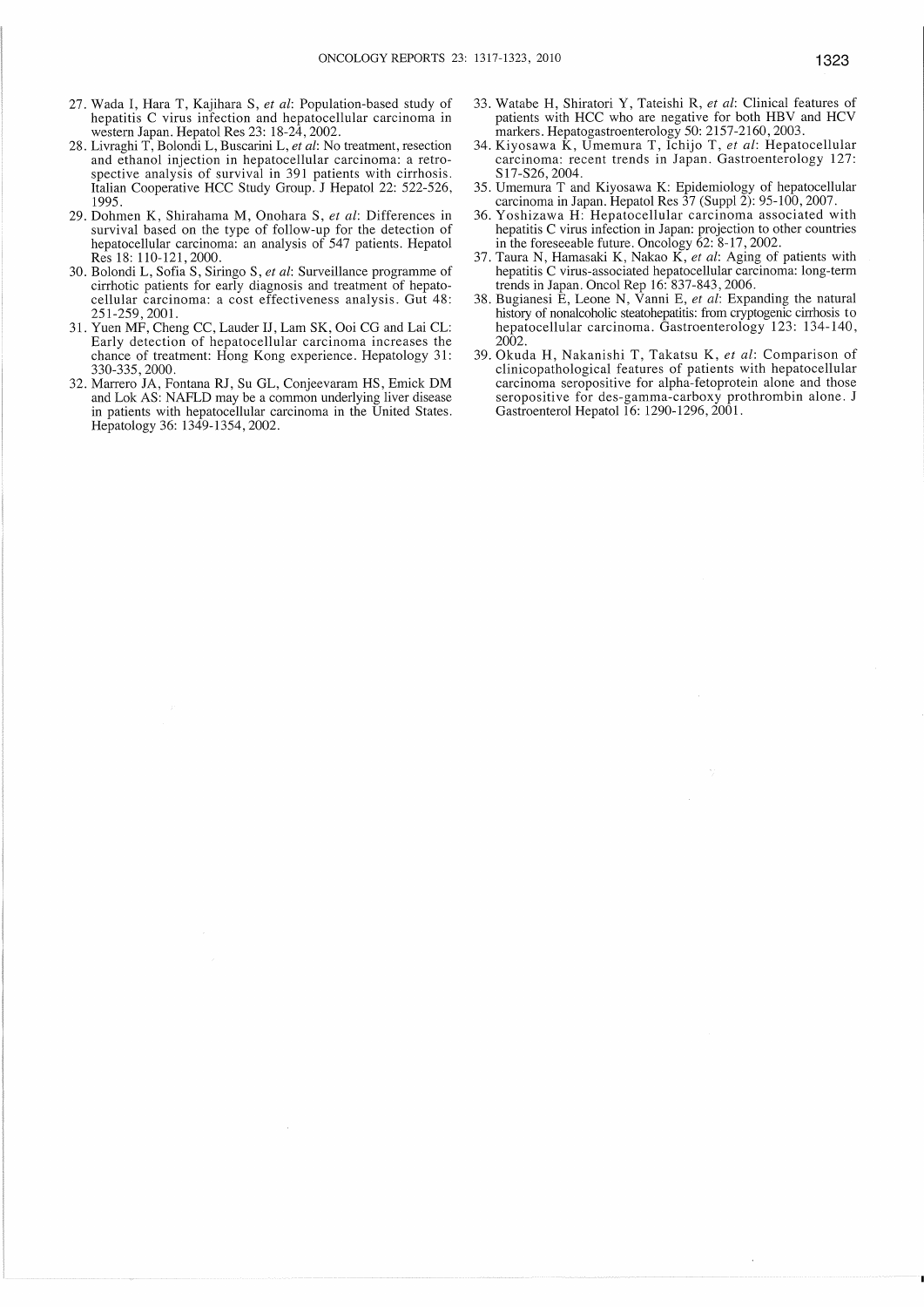27. Wada I, Hara T, Kajihara S, *et al*: Population-based study of hepatitis C virus infection and hepatocellular carcinoma in western Japan. Hepatol Res 23: 18-24, 2002.
28. Livraghi T, Bolondi L, Buscarini L, *et al*: No treatment, resection and ethanol injection in hepatocellular carcinoma: a retrospective analysis of survival in 391 patients with cirrhosis. Italian Cooperative HCC Study Group. J Hepatol 22: 522-526, 1995.
29. Dohmen K, Shirahama M, Onohara S, *et al*: Differences in survival based on the type of follow-up for the detection of hepatocellular carcinoma: an analysis of 547 patients. Hepatol Res 18: 110-121, 2000.
30. Bolondi L, Sofia S, Siringo S, *et al*: Surveillance programme of cirrhotic patients for early diagnosis and treatment of hepatocellular carcinoma: a cost effectiveness analysis. Gut 48: 251-259, 2001.
31. Yuen MF, Cheng CC, Lauder IJ, Lam SK, Ooi CG and Lai CL: Early detection of hepatocellular carcinoma increases the chance of treatment: Hong Kong experience. Hepatology 31: 330-335, 2000.
32. Marrero JA, Fontana RJ, Su GL, Conjeevaram HS, Emick DM and Lok AS: NAFLD may be a common underlying liver disease in patients with hepatocellular carcinoma in the United States. Hepatology 36: 1349-1354, 2002.
33. Watabe H, Shiratori Y, Tateishi R, *et al*: Clinical features of patients with HCC who are negative for both HBV and HCV markers. Hepatogastroenterology 50: 2157-2160, 2003.
34. Kiyosawa K, Umemura T, Ichijo T, *et al*: Hepatocellular carcinoma: recent trends in Japan. Gastroenterology 127: S17-S26, 2004.
35. Umemura T and Kiyosawa K: Epidemiology of hepatocellular carcinoma in Japan. Hepatol Res 37 (Suppl 2): 95-100, 2007.
36. Yoshizawa H: Hepatocellular carcinoma associated with hepatitis C virus infection in Japan: projection to other countries in the foreseeable future. Oncology 62: 8-17, 2002.
37. Taura N, Hamasaki K, Nakao K, *et al*: Aging of patients with hepatitis C virus-associated hepatocellular carcinoma: long-term trends in Japan. Oncol Rep 16: 837-843, 2006.
38. Bugianesi E, Leone N, Vanni E, *et al*: Expanding the natural history of nonalcoholic steatohepatitis: from cryptogenic cirrhosis to hepatocellular carcinoma. Gastroenterology 123: 134-140, 2002.
39. Okuda H, Nakanishi T, Takatsu K, *et al*: Comparison of clinicopathological features of patients with hepatocellular carcinoma seropositive for alpha-fetoprotein alone and those seropositive for des-gamma-carboxy prothrombin alone. J Gastroenterol Hepatol 16: 1290-1296, 2001.